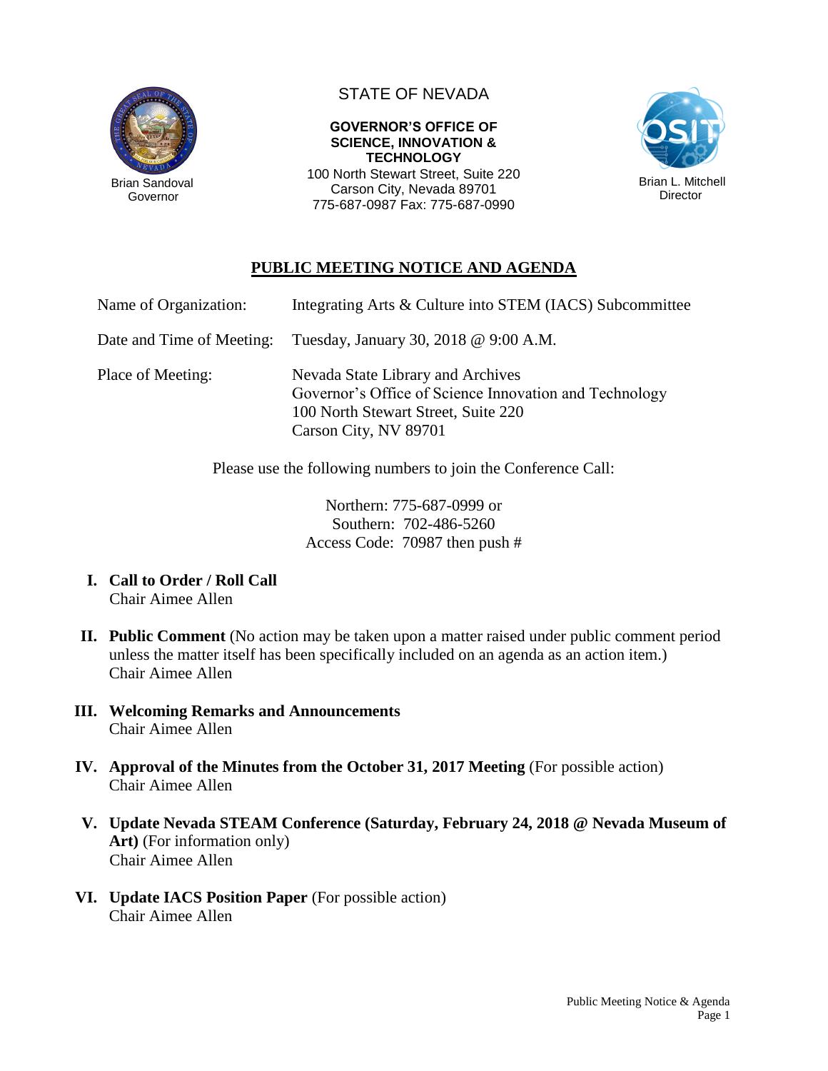Brian Sandoval
Governor

STATE OF NEVADA

**GOVERNOR'S OFFICE OF SCIENCE, INNOVATION & TECHNOLOGY**
100 North Stewart Street, Suite 220
Carson City, Nevada 89701
775-687-0987 Fax: 775-687-0990

Brian L. Mitchell
Director

# PUBLIC MEETING NOTICE AND AGENDA

Name of Organization: Integrating Arts & Culture into STEM (IACS) Subcommittee

Date and Time of Meeting: Tuesday, January 30, 2018 @ 9:00 A.M.

Place of Meeting: Nevada State Library and Archives
Governor's Office of Science Innovation and Technology
100 North Stewart Street, Suite 220
Carson City, NV 89701

Please use the following numbers to join the Conference Call:

Northern: 775-687-0999 or
Southern: 702-486-5260
Access Code: 70987 then push #

I. **Call to Order / Roll Call**
Chair Aimee Allen

II. **Public Comment** (No action may be taken upon a matter raised under public comment period unless the matter itself has been specifically included on an agenda as an action item.)
Chair Aimee Allen

III. **Welcoming Remarks and Announcements**
Chair Aimee Allen

IV. **Approval of the Minutes from the October 31, 2017 Meeting** (For possible action)
Chair Aimee Allen

V. **Update Nevada STEAM Conference (Saturday, February 24, 2018 @ Nevada Museum of Art)** (For information only)
Chair Aimee Allen

VI. **Update IACS Position Paper** (For possible action)
Chair Aimee Allen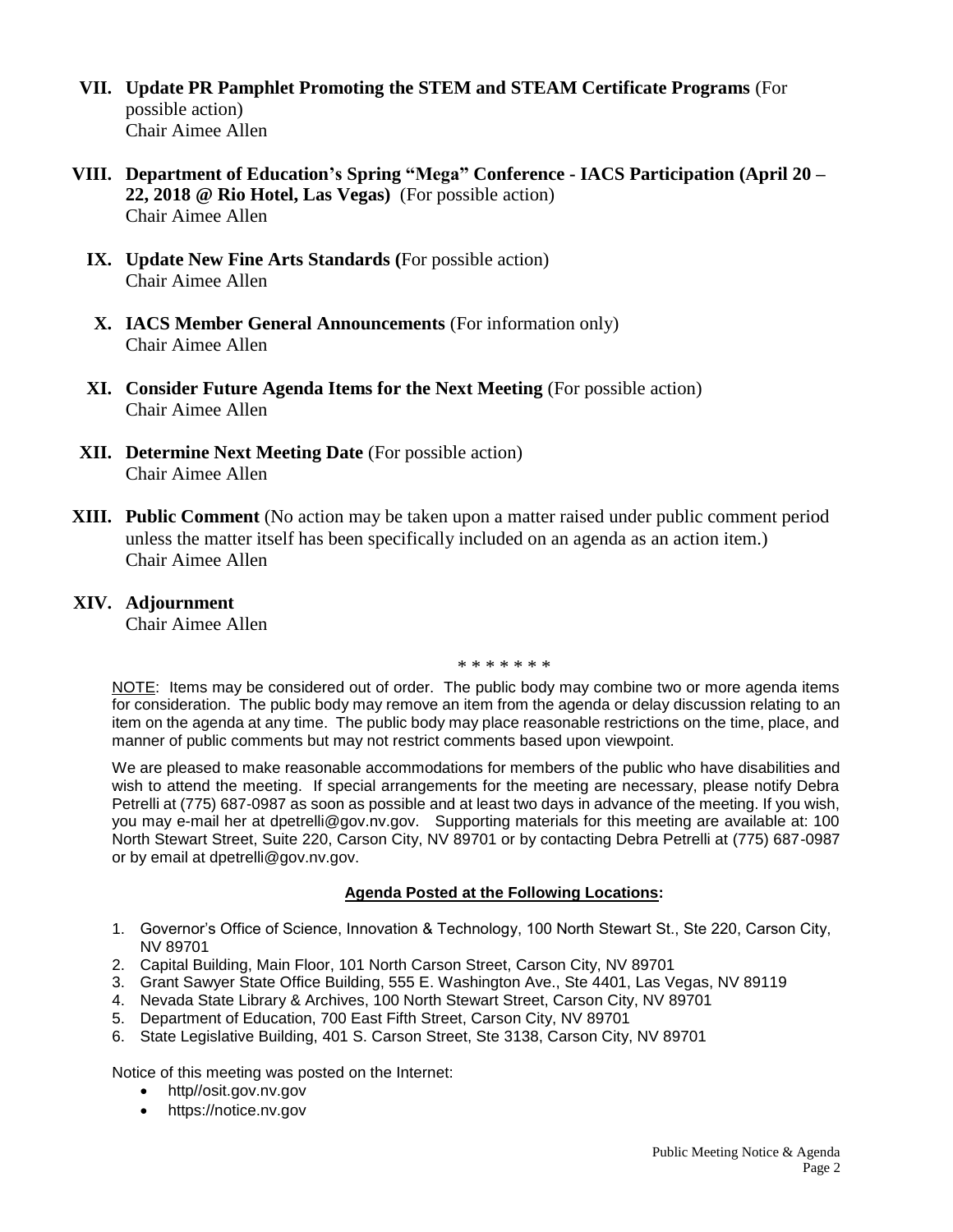VII. **Update PR Pamphlet Promoting the STEM and STEAM Certificate Programs** (For possible action)
Chair Aimee Allen

VIII. **Department of Education's Spring "Mega" Conference - IACS Participation (April 20 – 22, 2018 @ Rio Hotel, Las Vegas)** (For possible action)
Chair Aimee Allen

IX. **Update New Fine Arts Standards (**For possible action)
Chair Aimee Allen

X. **IACS Member General Announcements** (For information only)
Chair Aimee Allen

XI. **Consider Future Agenda Items for the Next Meeting** (For possible action)
Chair Aimee Allen

XII. **Determine Next Meeting Date** (For possible action)
Chair Aimee Allen

XIII. **Public Comment** (No action may be taken upon a matter raised under public comment period unless the matter itself has been specifically included on an agenda as an action item.)
Chair Aimee Allen

XIV. **Adjournment**
Chair Aimee Allen

\* \* \* \* \* \* \*

NOTE: Items may be considered out of order. The public body may combine two or more agenda items for consideration. The public body may remove an item from the agenda or delay discussion relating to an item on the agenda at any time. The public body may place reasonable restrictions on the time, place, and manner of public comments but may not restrict comments based upon viewpoint.

We are pleased to make reasonable accommodations for members of the public who have disabilities and wish to attend the meeting. If special arrangements for the meeting are necessary, please notify Debra Petrelli at (775) 687-0987 as soon as possible and at least two days in advance of the meeting. If you wish, you may e-mail her at dpetrelli@gov.nv.gov. Supporting materials for this meeting are available at: 100 North Stewart Street, Suite 220, Carson City, NV 89701 or by contacting Debra Petrelli at (775) 687-0987 or by email at dpetrelli@gov.nv.gov.

**Agenda Posted at the Following Locations:**

1. Governor's Office of Science, Innovation & Technology, 100 North Stewart St., Ste 220, Carson City, NV 89701
2. Capital Building, Main Floor, 101 North Carson Street, Carson City, NV 89701
3. Grant Sawyer State Office Building, 555 E. Washington Ave., Ste 4401, Las Vegas, NV 89119
4. Nevada State Library & Archives, 100 North Stewart Street, Carson City, NV 89701
5. Department of Education, 700 East Fifth Street, Carson City, NV 89701
6. State Legislative Building, 401 S. Carson Street, Ste 3138, Carson City, NV 89701

Notice of this meeting was posted on the Internet:

- http//osit.gov.nv.gov
- https://notice.nv.gov